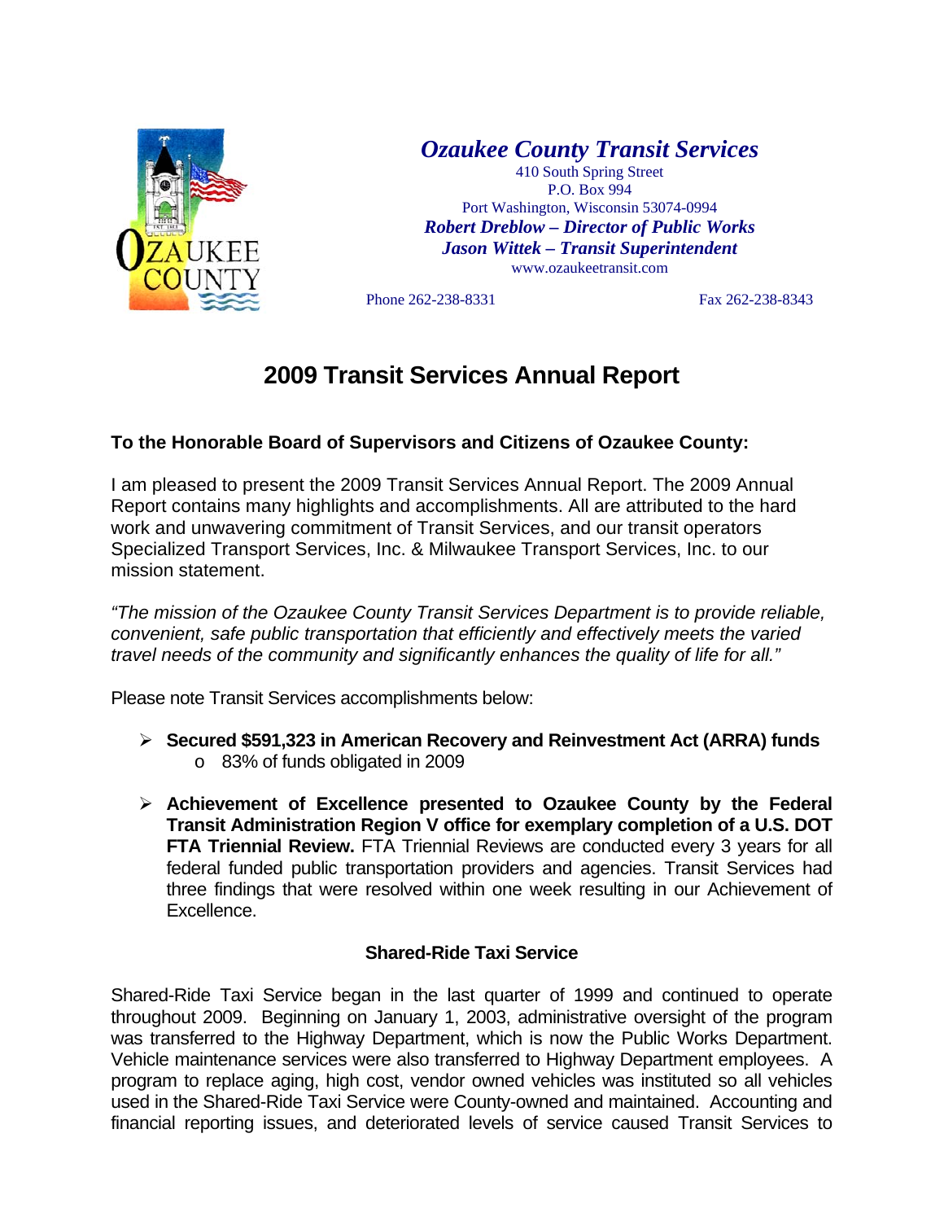**Ozaukee County Transit Services**
410 South Spring Street
P.O. Box 994
Port Washington, Wisconsin 53074-0994
**Robert Dreblow – Director of Public Works**
**Jason Wittek – Transit Superintendent**
www.ozaukeetransit.com

Phone 262-238-8331 Fax 262-238-8343

# 2009 Transit Services Annual Report

**To the Honorable Board of Supervisors and Citizens of Ozaukee County:**

I am pleased to present the 2009 Transit Services Annual Report. The 2009 Annual Report contains many highlights and accomplishments. All are attributed to the hard work and unwavering commitment of Transit Services, and our transit operators Specialized Transport Services, Inc. & Milwaukee Transport Services, Inc. to our mission statement.

*"The mission of the Ozaukee County Transit Services Department is to provide reliable, convenient, safe public transportation that efficiently and effectively meets the varied travel needs of the community and significantly enhances the quality of life for all."*

Please note Transit Services accomplishments below:

- **Secured $591,323 in American Recovery and Reinvestment Act (ARRA) funds**
  - 83% of funds obligated in 2009
- **Achievement of Excellence presented to Ozaukee County by the Federal Transit Administration Region V office for exemplary completion of a U.S. DOT FTA Triennial Review.** FTA Triennial Reviews are conducted every 3 years for all federal funded public transportation providers and agencies. Transit Services had three findings that were resolved within one week resulting in our Achievement of Excellence.

## Shared-Ride Taxi Service

Shared-Ride Taxi Service began in the last quarter of 1999 and continued to operate throughout 2009. Beginning on January 1, 2003, administrative oversight of the program was transferred to the Highway Department, which is now the Public Works Department. Vehicle maintenance services were also transferred to Highway Department employees. A program to replace aging, high cost, vendor owned vehicles was instituted so all vehicles used in the Shared-Ride Taxi Service were County-owned and maintained. Accounting and financial reporting issues, and deteriorated levels of service caused Transit Services to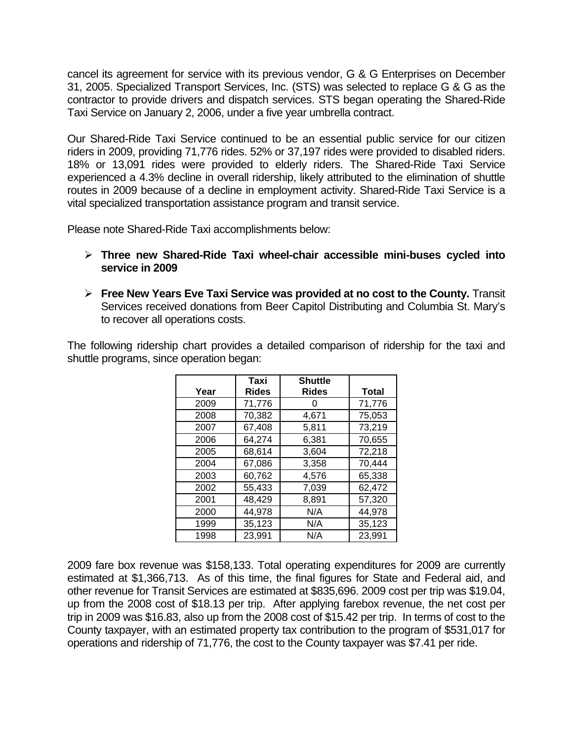cancel its agreement for service with its previous vendor, G & G Enterprises on December 31, 2005. Specialized Transport Services, Inc. (STS) was selected to replace G & G as the contractor to provide drivers and dispatch services. STS began operating the Shared-Ride Taxi Service on January 2, 2006, under a five year umbrella contract.

Our Shared-Ride Taxi Service continued to be an essential public service for our citizen riders in 2009, providing 71,776 rides. 52% or 37,197 rides were provided to disabled riders. 18% or 13,091 rides were provided to elderly riders. The Shared-Ride Taxi Service experienced a 4.3% decline in overall ridership, likely attributed to the elimination of shuttle routes in 2009 because of a decline in employment activity. Shared-Ride Taxi Service is a vital specialized transportation assistance program and transit service.

Please note Shared-Ride Taxi accomplishments below:

- **Three new Shared-Ride Taxi wheel-chair accessible mini-buses cycled into service in 2009**
- **Free New Years Eve Taxi Service was provided at no cost to the County.** Transit Services received donations from Beer Capitol Distributing and Columbia St. Mary's to recover all operations costs.

The following ridership chart provides a detailed comparison of ridership for the taxi and shuttle programs, since operation began:

| Year | Taxi Rides | Shuttle Rides | Total |
|---|---|---|---|
| 2009 | 71,776 | 0 | 71,776 |
| 2008 | 70,382 | 4,671 | 75,053 |
| 2007 | 67,408 | 5,811 | 73,219 |
| 2006 | 64,274 | 6,381 | 70,655 |
| 2005 | 68,614 | 3,604 | 72,218 |
| 2004 | 67,086 | 3,358 | 70,444 |
| 2003 | 60,762 | 4,576 | 65,338 |
| 2002 | 55,433 | 7,039 | 62,472 |
| 2001 | 48,429 | 8,891 | 57,320 |
| 2000 | 44,978 | N/A | 44,978 |
| 1999 | 35,123 | N/A | 35,123 |
| 1998 | 23,991 | N/A | 23,991 |

2009 fare box revenue was $158,133. Total operating expenditures for 2009 are currently estimated at $1,366,713. As of this time, the final figures for State and Federal aid, and other revenue for Transit Services are estimated at $835,696. 2009 cost per trip was $19.04, up from the 2008 cost of $18.13 per trip. After applying farebox revenue, the net cost per trip in 2009 was $16.83, also up from the 2008 cost of $15.42 per trip. In terms of cost to the County taxpayer, with an estimated property tax contribution to the program of $531,017 for operations and ridership of 71,776, the cost to the County taxpayer was $7.41 per ride.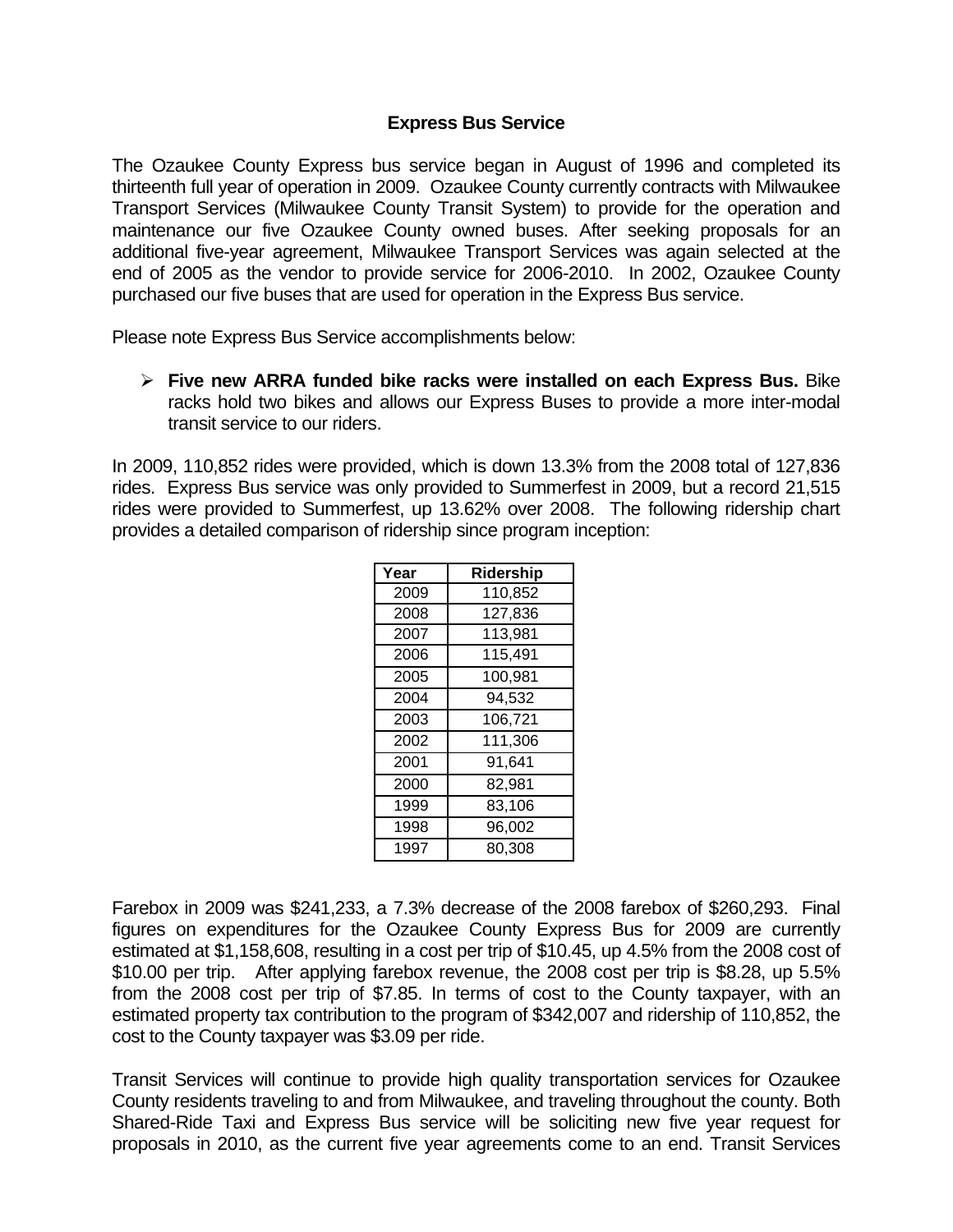## Express Bus Service

The Ozaukee County Express bus service began in August of 1996 and completed its thirteenth full year of operation in 2009. Ozaukee County currently contracts with Milwaukee Transport Services (Milwaukee County Transit System) to provide for the operation and maintenance our five Ozaukee County owned buses. After seeking proposals for an additional five-year agreement, Milwaukee Transport Services was again selected at the end of 2005 as the vendor to provide service for 2006-2010. In 2002, Ozaukee County purchased our five buses that are used for operation in the Express Bus service.

Please note Express Bus Service accomplishments below:

- **Five new ARRA funded bike racks were installed on each Express Bus.** Bike racks hold two bikes and allows our Express Buses to provide a more inter-modal transit service to our riders.

In 2009, 110,852 rides were provided, which is down 13.3% from the 2008 total of 127,836 rides. Express Bus service was only provided to Summerfest in 2009, but a record 21,515 rides were provided to Summerfest, up 13.62% over 2008. The following ridership chart provides a detailed comparison of ridership since program inception:

| Year | Ridership |
|---|---|
| 2009 | 110,852 |
| 2008 | 127,836 |
| 2007 | 113,981 |
| 2006 | 115,491 |
| 2005 | 100,981 |
| 2004 | 94,532 |
| 2003 | 106,721 |
| 2002 | 111,306 |
| 2001 | 91,641 |
| 2000 | 82,981 |
| 1999 | 83,106 |
| 1998 | 96,002 |
| 1997 | 80,308 |

Farebox in 2009 was $241,233, a 7.3% decrease of the 2008 farebox of $260,293. Final figures on expenditures for the Ozaukee County Express Bus for 2009 are currently estimated at $1,158,608, resulting in a cost per trip of $10.45, up 4.5% from the 2008 cost of $10.00 per trip. After applying farebox revenue, the 2008 cost per trip is $8.28, up 5.5% from the 2008 cost per trip of $7.85. In terms of cost to the County taxpayer, with an estimated property tax contribution to the program of $342,007 and ridership of 110,852, the cost to the County taxpayer was $3.09 per ride.

Transit Services will continue to provide high quality transportation services for Ozaukee County residents traveling to and from Milwaukee, and traveling throughout the county. Both Shared-Ride Taxi and Express Bus service will be soliciting new five year request for proposals in 2010, as the current five year agreements come to an end. Transit Services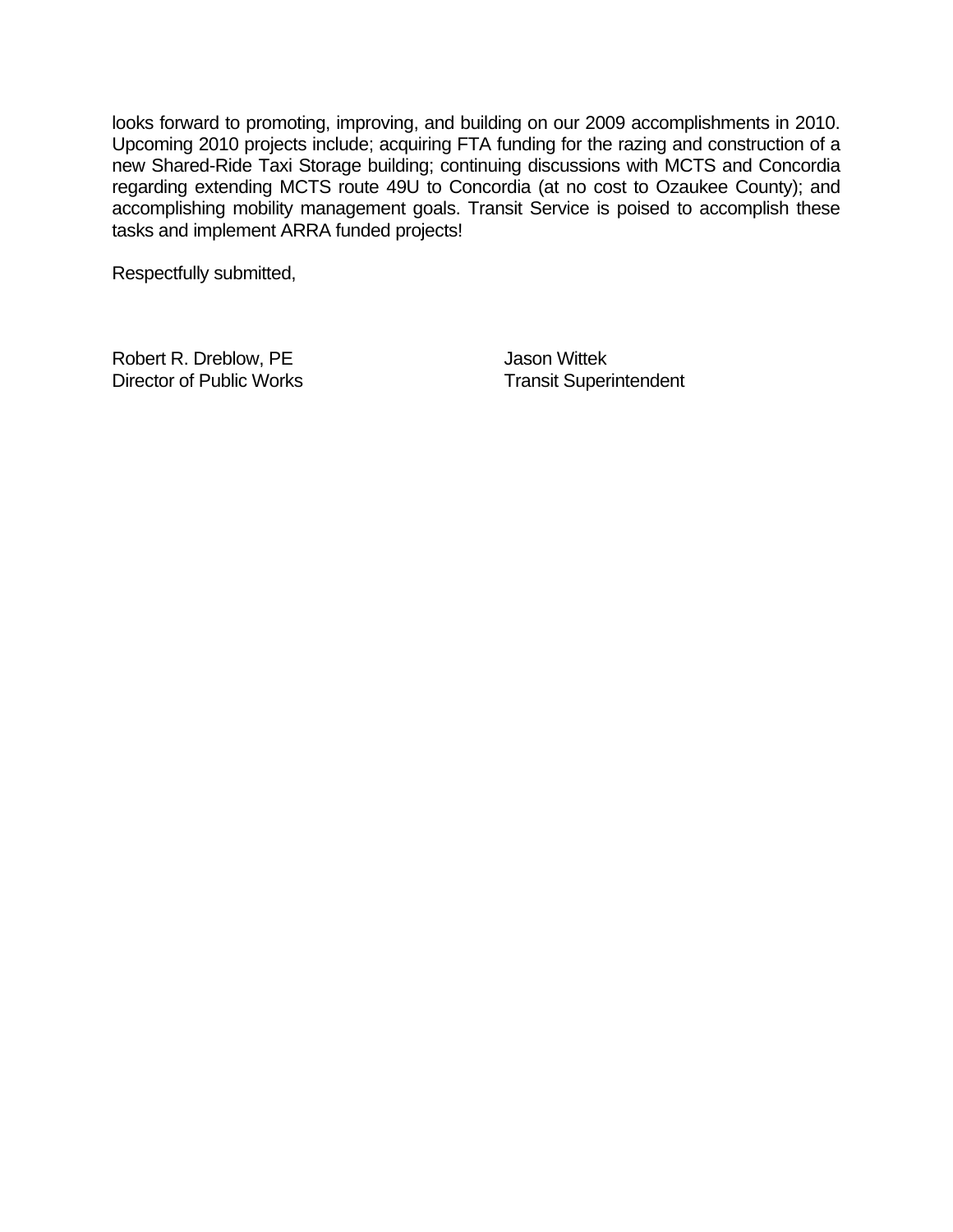looks forward to promoting, improving, and building on our 2009 accomplishments in 2010. Upcoming 2010 projects include; acquiring FTA funding for the razing and construction of a new Shared-Ride Taxi Storage building; continuing discussions with MCTS and Concordia regarding extending MCTS route 49U to Concordia (at no cost to Ozaukee County); and accomplishing mobility management goals. Transit Service is poised to accomplish these tasks and implement ARRA funded projects!

Respectfully submitted,

Robert R. Dreblow, PE
Director of Public Works

Jason Wittek
Transit Superintendent